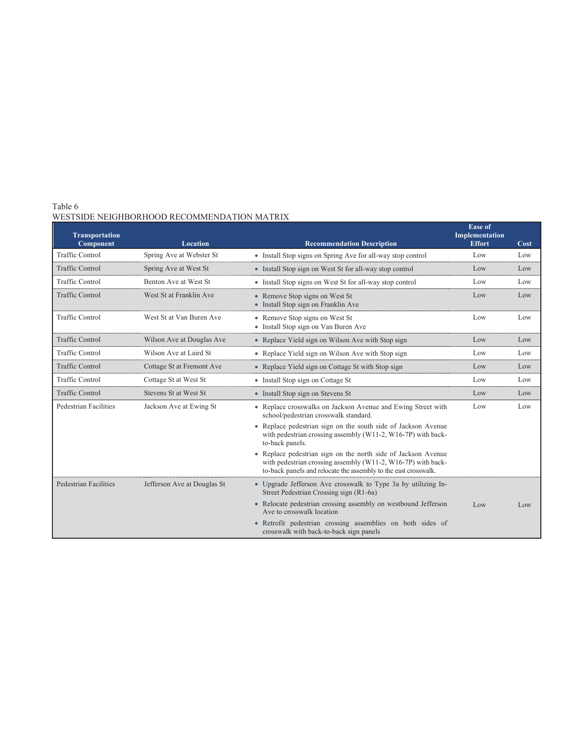Table 6
WESTSIDE NEIGHBORHOOD RECOMMENDATION MATRIX

| Transportation Component | Location | Recommendation Description | Ease of Implementation Effort | Cost |
|---|---|---|---|---|
| Traffic Control | Spring Ave at Webster St | • Install Stop signs on Spring Ave for all-way stop control | Low | Low |
| Traffic Control | Spring Ave at West St | • Install Stop sign on West St for all-way stop control | Low | Low |
| Traffic Control | Benton Ave at West St | • Install Stop signs on West St for all-way stop control | Low | Low |
| Traffic Control | West St at Franklin Ave | • Remove Stop signs on West St<br>• Install Stop sign on Franklin Ave | Low | Low |
| Traffic Control | West St at Van Buren Ave | • Remove Stop signs on West St<br>• Install Stop sign on Van Buren Ave | Low | Low |
| Traffic Control | Wilson Ave at Douglas Ave | • Replace Yield sign on Wilson Ave with Stop sign | Low | Low |
| Traffic Control | Wilson Ave at Laird St | • Replace Yield sign on Wilson Ave with Stop sign | Low | Low |
| Traffic Control | Cottage St at Fremont Ave | • Replace Yield sign on Cottage St with Stop sign | Low | Low |
| Traffic Control | Cottage St at West St | • Install Stop sign on Cottage St | Low | Low |
| Traffic Control | Stevens St at West St | • Install Stop sign on Stevens St | Low | Low |
| Pedestrian Facilities | Jackson Ave at Ewing St | • Replace crosswalks on Jackson Avenue and Ewing Street with school/pedestrian crosswalk standard.<br>• Replace pedestrian sign on the south side of Jackson Avenue with pedestrian crossing assembly (W11-2, W16-7P) with back-to-back panels.<br>• Replace pedestrian sign on the north side of Jackson Avenue with pedestrian crossing assembly (W11-2, W16-7P) with back-to-back panels and relocate the assembly to the east crosswalk. | Low | Low |
| Pedestrian Facilities | Jefferson Ave at Douglas St | • Upgrade Jefferson Ave crosswalk to Type 3a by utilizing In-Street Pedestrian Crossing sign (R1-6a)<br>• Relocate pedestrian crossing assembly on westbound Jefferson Ave to crosswalk location<br>• Retrofit pedestrian crossing assemblies on both sides of crosswalk with back-to-back sign panels | Low | Low |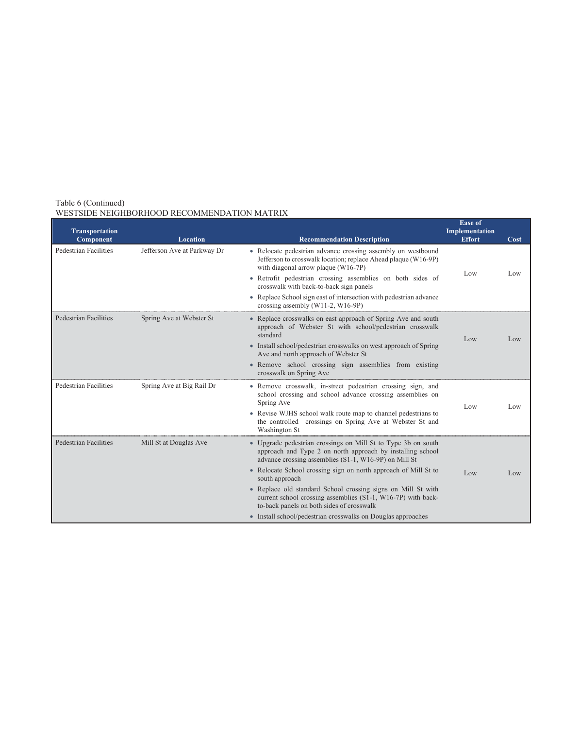Table 6 (Continued)
WESTSIDE NEIGHBORHOOD RECOMMENDATION MATRIX

| Transportation Component | Location | Recommendation Description | Ease of Implementation Effort | Cost |
|---|---|---|---|---|
| Pedestrian Facilities | Jefferson Ave at Parkway Dr | • Relocate pedestrian advance crossing assembly on westbound Jefferson to crosswalk location; replace Ahead plaque (W16-9P) with diagonal arrow plaque (W16-7P)<br>• Retrofit pedestrian crossing assemblies on both sides of crosswalk with back-to-back sign panels<br>• Replace School sign east of intersection with pedestrian advance crossing assembly (W11-2, W16-9P) | Low | Low |
| Pedestrian Facilities | Spring Ave at Webster St | • Replace crosswalks on east approach of Spring Ave and south approach of Webster St with school/pedestrian crosswalk standard<br>• Install school/pedestrian crosswalks on west approach of Spring Ave and north approach of Webster St<br>• Remove school crossing sign assemblies from existing crosswalk on Spring Ave | Low | Low |
| Pedestrian Facilities | Spring Ave at Big Rail Dr | • Remove crosswalk, in-street pedestrian crossing sign, and school crossing and school advance crossing assemblies on Spring Ave<br>• Revise WJHS school walk route map to channel pedestrians to the controlled crossings on Spring Ave at Webster St and Washington St | Low | Low |
| Pedestrian Facilities | Mill St at Douglas Ave | • Upgrade pedestrian crossings on Mill St to Type 3b on south approach and Type 2 on north approach by installing school advance crossing assemblies (S1-1, W16-9P) on Mill St<br>• Relocate School crossing sign on north approach of Mill St to south approach<br>• Replace old standard School crossing signs on Mill St with current school crossing assemblies (S1-1, W16-7P) with back-to-back panels on both sides of crosswalk<br>• Install school/pedestrian crosswalks on Douglas approaches | Low | Low |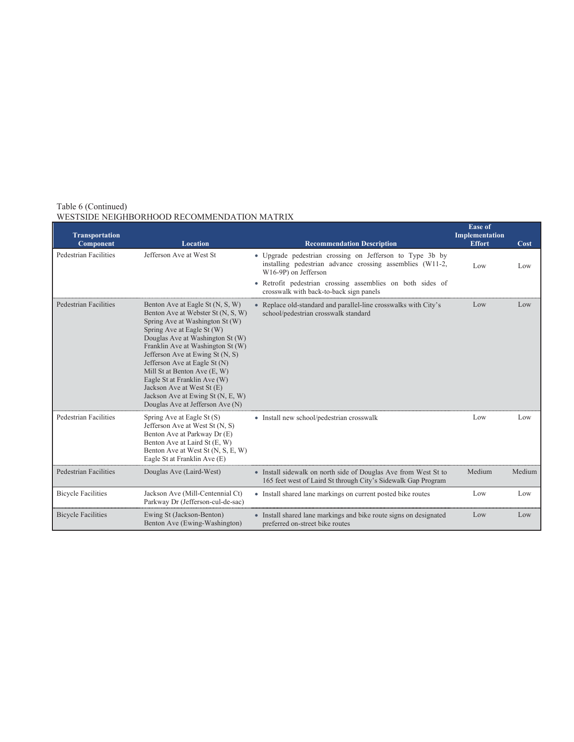Table 6 (Continued)
WESTSIDE NEIGHBORHOOD RECOMMENDATION MATRIX

| Transportation Component | Location | Recommendation Description | Ease of Implementation Effort | Cost |
|---|---|---|---|---|
| Pedestrian Facilities | Jefferson Ave at West St | • Upgrade pedestrian crossing on Jefferson to Type 3b by installing pedestrian advance crossing assemblies (W11-2, W16-9P) on Jefferson<br>• Retrofit pedestrian crossing assemblies on both sides of crosswalk with back-to-back sign panels | Low | Low |
| Pedestrian Facilities | Benton Ave at Eagle St (N, S, W)<br>Benton Ave at Webster St (N, S, W)<br>Spring Ave at Washington St (W)<br>Spring Ave at Eagle St (W)<br>Douglas Ave at Washington St (W)<br>Franklin Ave at Washington St (W)<br>Jefferson Ave at Ewing St (N, S)<br>Jefferson Ave at Eagle St (N)<br>Mill St at Benton Ave (E, W)<br>Eagle St at Franklin Ave (W)<br>Jackson Ave at West St (E)<br>Jackson Ave at Ewing St (N, E, W)<br>Douglas Ave at Jefferson Ave (N) | • Replace old-standard and parallel-line crosswalks with City's school/pedestrian crosswalk standard | Low | Low |
| Pedestrian Facilities | Spring Ave at Eagle St (S)<br>Jefferson Ave at West St (N, S)<br>Benton Ave at Parkway Dr (E)<br>Benton Ave at Laird St (E, W)<br>Benton Ave at West St (N, S, E, W)<br>Eagle St at Franklin Ave (E) | • Install new school/pedestrian crosswalk | Low | Low |
| Pedestrian Facilities | Douglas Ave (Laird-West) | • Install sidewalk on north side of Douglas Ave from West St to 165 feet west of Laird St through City's Sidewalk Gap Program | Medium | Medium |
| Bicycle Facilities | Jackson Ave (Mill-Centennial Ct)<br>Parkway Dr (Jefferson-cul-de-sac) | • Install shared lane markings on current posted bike routes | Low | Low |
| Bicycle Facilities | Ewing St (Jackson-Benton)<br>Benton Ave (Ewing-Washington) | • Install shared lane markings and bike route signs on designated preferred on-street bike routes | Low | Low |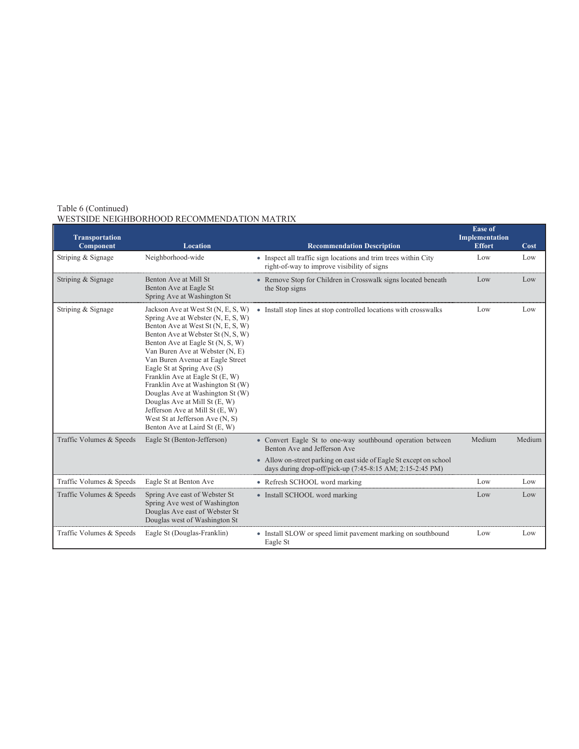Table 6 (Continued)
WESTSIDE NEIGHBORHOOD RECOMMENDATION MATRIX

| Transportation Component | Location | Recommendation Description | Ease of Implementation Effort | Cost |
|---|---|---|---|---|
| Striping & Signage | Neighborhood-wide | • Inspect all traffic sign locations and trim trees within City right-of-way to improve visibility of signs | Low | Low |
| Striping & Signage | Benton Ave at Mill St<br>Benton Ave at Eagle St<br>Spring Ave at Washington St | • Remove Stop for Children in Crosswalk signs located beneath the Stop signs | Low | Low |
| Striping & Signage | Jackson Ave at West St (N, E, S, W)<br>Spring Ave at Webster (N, E, S, W)<br>Benton Ave at West St (N, E, S, W)<br>Benton Ave at Webster St (N, S, W)<br>Benton Ave at Eagle St (N, S, W)<br>Van Buren Ave at Webster (N, E)<br>Van Buren Avenue at Eagle Street<br>Eagle St at Spring Ave (S)<br>Franklin Ave at Eagle St (E, W)<br>Franklin Ave at Washington St (W)<br>Douglas Ave at Washington St (W)<br>Douglas Ave at Mill St (E, W)<br>Jefferson Ave at Mill St (E, W)<br>West St at Jefferson Ave (N, S)<br>Benton Ave at Laird St (E, W) | • Install stop lines at stop controlled locations with crosswalks | Low | Low |
| Traffic Volumes & Speeds | Eagle St (Benton-Jefferson) | • Convert Eagle St to one-way southbound operation between Benton Ave and Jefferson Ave<br>• Allow on-street parking on east side of Eagle St except on school days during drop-off/pick-up (7:45-8:15 AM; 2:15-2:45 PM) | Medium | Medium |
| Traffic Volumes & Speeds | Eagle St at Benton Ave | • Refresh SCHOOL word marking | Low | Low |
| Traffic Volumes & Speeds | Spring Ave east of Webster St<br>Spring Ave west of Washington<br>Douglas Ave east of Webster St<br>Douglas west of Washington St | • Install SCHOOL word marking | Low | Low |
| Traffic Volumes & Speeds | Eagle St (Douglas-Franklin) | • Install SLOW or speed limit pavement marking on southbound Eagle St | Low | Low |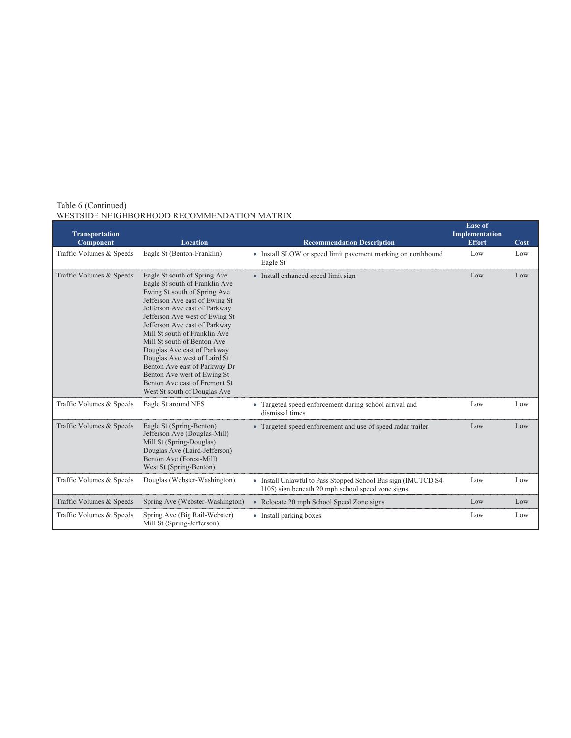Table 6 (Continued)
WESTSIDE NEIGHBORHOOD RECOMMENDATION MATRIX

| Transportation Component | Location | Recommendation Description | Ease of Implementation Effort | Cost |
|---|---|---|---|---|
| Traffic Volumes & Speeds | Eagle St (Benton-Franklin) | • Install SLOW or speed limit pavement marking on northbound Eagle St | Low | Low |
| Traffic Volumes & Speeds | Eagle St south of Spring Ave<br>Eagle St south of Franklin Ave<br>Ewing St south of Spring Ave<br>Jefferson Ave east of Ewing St<br>Jefferson Ave east of Parkway<br>Jefferson Ave west of Ewing St<br>Jefferson Ave east of Parkway<br>Mill St south of Franklin Ave<br>Mill St south of Benton Ave<br>Douglas Ave east of Parkway<br>Douglas Ave west of Laird St<br>Benton Ave east of Parkway Dr<br>Benton Ave west of Ewing St<br>Benton Ave east of Fremont St<br>West St south of Douglas Ave | • Install enhanced speed limit sign | Low | Low |
| Traffic Volumes & Speeds | Eagle St around NES | • Targeted speed enforcement during school arrival and dismissal times | Low | Low |
| Traffic Volumes & Speeds | Eagle St (Spring-Benton)<br>Jefferson Ave (Douglas-Mill)<br>Mill St (Spring-Douglas)<br>Douglas Ave (Laird-Jefferson)<br>Benton Ave (Forest-Mill)<br>West St (Spring-Benton) | • Targeted speed enforcement and use of speed radar trailer | Low | Low |
| Traffic Volumes & Speeds | Douglas (Webster-Washington) | • Install Unlawful to Pass Stopped School Bus sign (IMUTCD S4-I105) sign beneath 20 mph school speed zone signs | Low | Low |
| Traffic Volumes & Speeds | Spring Ave (Webster-Washington) | • Relocate 20 mph School Speed Zone signs | Low | Low |
| Traffic Volumes & Speeds | Spring Ave (Big Rail-Webster)<br>Mill St (Spring-Jefferson) | • Install parking boxes | Low | Low |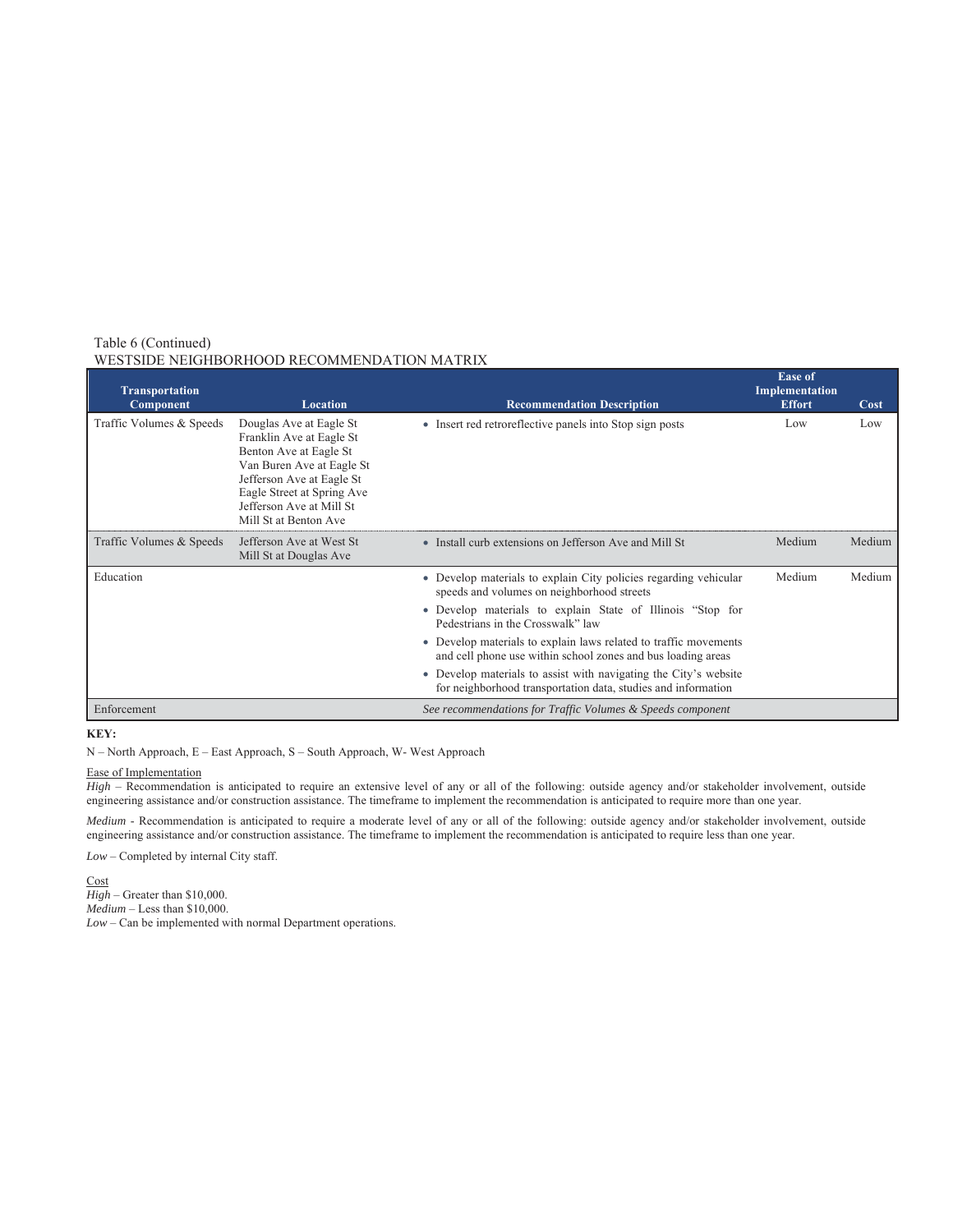Table 6 (Continued)
WESTSIDE NEIGHBORHOOD RECOMMENDATION MATRIX

| Transportation Component | Location | Recommendation Description | Ease of Implementation Effort | Cost |
|---|---|---|---|---|
| Traffic Volumes & Speeds | Douglas Ave at Eagle St<br>Franklin Ave at Eagle St<br>Benton Ave at Eagle St<br>Van Buren Ave at Eagle St<br>Jefferson Ave at Eagle St<br>Eagle Street at Spring Ave<br>Jefferson Ave at Mill St<br>Mill St at Benton Ave | • Insert red retroreflective panels into Stop sign posts | Low | Low |
| Traffic Volumes & Speeds | Jefferson Ave at West St<br>Mill St at Douglas Ave | • Install curb extensions on Jefferson Ave and Mill St | Medium | Medium |
| Education | | • Develop materials to explain City policies regarding vehicular speeds and volumes on neighborhood streets<br>• Develop materials to explain State of Illinois "Stop for Pedestrians in the Crosswalk" law<br>• Develop materials to explain laws related to traffic movements and cell phone use within school zones and bus loading areas<br>• Develop materials to assist with navigating the City's website for neighborhood transportation data, studies and information | Medium | Medium |
| Enforcement | | *See recommendations for Traffic Volumes & Speeds component* | | |

**KEY:**

N – North Approach, E – East Approach, S – South Approach, W- West Approach

Ease of Implementation

*High* – Recommendation is anticipated to require an extensive level of any or all of the following: outside agency and/or stakeholder involvement, outside engineering assistance and/or construction assistance. The timeframe to implement the recommendation is anticipated to require more than one year.

*Medium* - Recommendation is anticipated to require a moderate level of any or all of the following: outside agency and/or stakeholder involvement, outside engineering assistance and/or construction assistance. The timeframe to implement the recommendation is anticipated to require less than one year.

*Low* – Completed by internal City staff.

Cost

*High* – Greater than $10,000.
*Medium* – Less than $10,000.
*Low* – Can be implemented with normal Department operations.